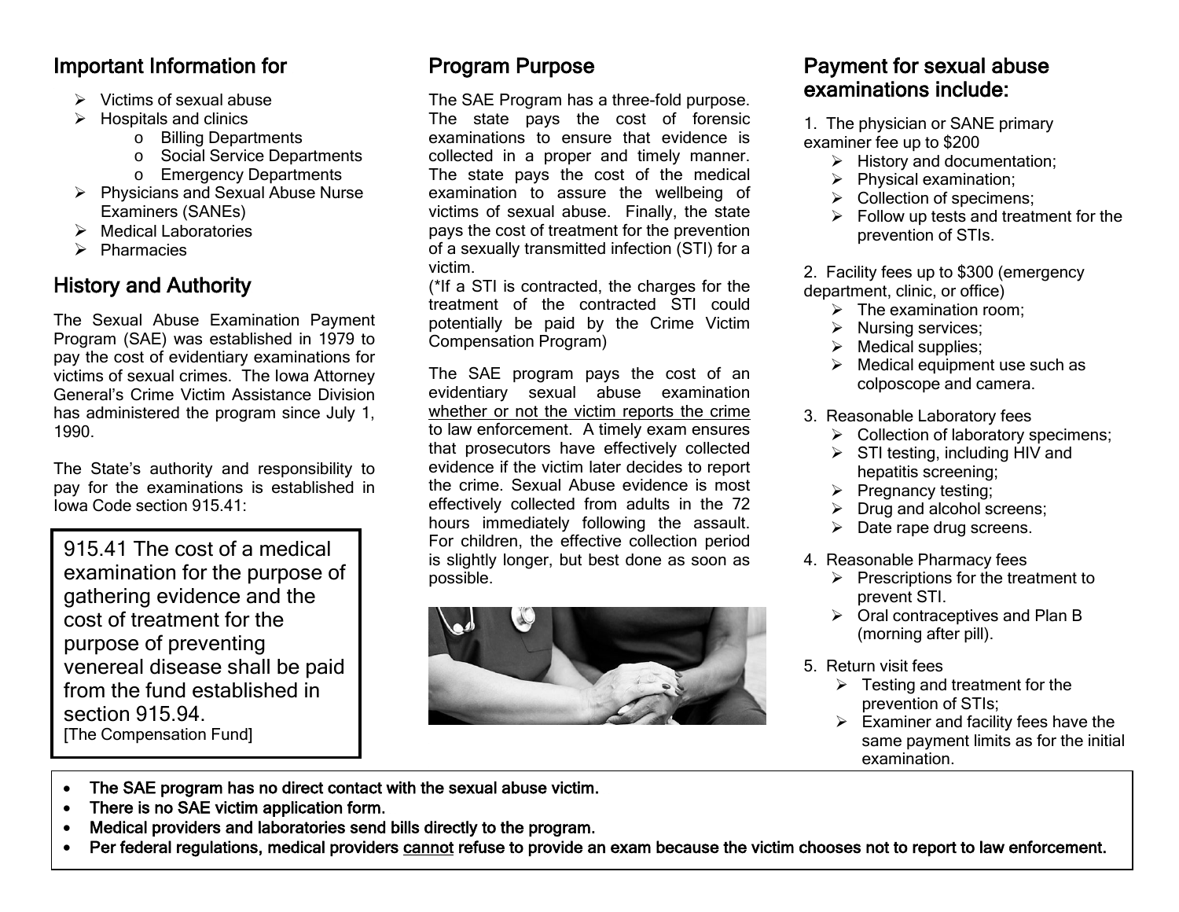## Important Information for

- Victims of sexual abuse
- Hospitals and clinics
  - Billing Departments
  - Social Service Departments
  - Emergency Departments
- Physicians and Sexual Abuse Nurse Examiners (SANEs)
- Medical Laboratories
- Pharmacies

## History and Authority

The Sexual Abuse Examination Payment Program (SAE) was established in 1979 to pay the cost of evidentiary examinations for victims of sexual crimes. The Iowa Attorney General's Crime Victim Assistance Division has administered the program since July 1, 1990.

The State's authority and responsibility to pay for the examinations is established in Iowa Code section 915.41:

> 915.41 The cost of a medical examination for the purpose of gathering evidence and the cost of treatment for the purpose of preventing venereal disease shall be paid from the fund established in section 915.94.
> [The Compensation Fund]

## Program Purpose

The SAE Program has a three-fold purpose. The state pays the cost of forensic examinations to ensure that evidence is collected in a proper and timely manner. The state pays the cost of the medical examination to assure the wellbeing of victims of sexual abuse. Finally, the state pays the cost of treatment for the prevention of a sexually transmitted infection (STI) for a victim.
(*If a STI is contracted, the charges for the treatment of the contracted STI could potentially be paid by the Crime Victim Compensation Program)

The SAE program pays the cost of an evidentiary sexual abuse examination <u>whether or not the victim reports the crime</u> to law enforcement. A timely exam ensures that prosecutors have effectively collected evidence if the victim later decides to report the crime. Sexual Abuse evidence is most effectively collected from adults in the 72 hours immediately following the assault. For children, the effective collection period is slightly longer, but best done as soon as possible.

## Payment for sexual abuse examinations include:

1. The physician or SANE primary examiner fee up to $200
   - History and documentation;
   - Physical examination;
   - Collection of specimens;
   - Follow up tests and treatment for the prevention of STIs.

2. Facility fees up to $300 (emergency department, clinic, or office)
   - The examination room;
   - Nursing services;
   - Medical supplies;
   - Medical equipment use such as colposcope and camera.

3. Reasonable Laboratory fees
   - Collection of laboratory specimens;
   - STI testing, including HIV and hepatitis screening;
   - Pregnancy testing;
   - Drug and alcohol screens;
   - Date rape drug screens.

4. Reasonable Pharmacy fees
   - Prescriptions for the treatment to prevent STI.
   - Oral contraceptives and Plan B (morning after pill).

5. Return visit fees
   - Testing and treatment for the prevention of STIs;
   - Examiner and facility fees have the same payment limits as for the initial examination.

- **The SAE program has no direct contact with the sexual abuse victim.**
- **There is no SAE victim application form.**
- **Medical providers and laboratories send bills directly to the program.**
- **Per federal regulations, medical providers <u>cannot</u> refuse to provide an exam because the victim chooses not to report to law enforcement.**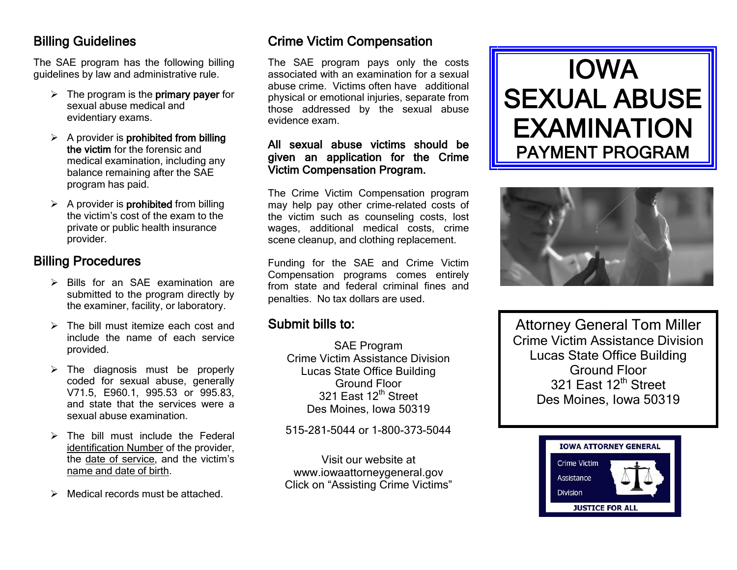## Billing Guidelines

The SAE program has the following billing guidelines by law and administrative rule.

- The program is the **primary payer** for sexual abuse medical and evidentiary exams.
- A provider is **prohibited from billing the victim** for the forensic and medical examination, including any balance remaining after the SAE program has paid.
- A provider is **prohibited** from billing the victim's cost of the exam to the private or public health insurance provider.

## Billing Procedures

- Bills for an SAE examination are submitted to the program directly by the examiner, facility, or laboratory.
- The bill must itemize each cost and include the name of each service provided.
- The diagnosis must be properly coded for sexual abuse, generally V71.5, E960.1, 995.53 or 995.83, and state that the services were a sexual abuse examination.
- The bill must include the Federal identification Number of the provider, the date of service, and the victim's name and date of birth.
- Medical records must be attached.

## Crime Victim Compensation

The SAE program pays only the costs associated with an examination for a sexual abuse crime. Victims often have additional physical or emotional injuries, separate from those addressed by the sexual abuse evidence exam.

**All sexual abuse victims should be given an application for the Crime Victim Compensation Program.**

The Crime Victim Compensation program may help pay other crime-related costs of the victim such as counseling costs, lost wages, additional medical costs, crime scene cleanup, and clothing replacement.

Funding for the SAE and Crime Victim Compensation programs comes entirely from state and federal criminal fines and penalties. No tax dollars are used.

## Submit bills to:

SAE Program
Crime Victim Assistance Division
Lucas State Office Building
Ground Floor
321 East 12th Street
Des Moines, Iowa 50319

515-281-5044 or 1-800-373-5044

Visit our website at
www.iowaattorneygeneral.gov
Click on "Assisting Crime Victims"

# IOWA SEXUAL ABUSE EXAMINATION PAYMENT PROGRAM

Attorney General Tom Miller
Crime Victim Assistance Division
Lucas State Office Building
Ground Floor
321 East 12th Street
Des Moines, Iowa 50319

IOWA ATTORNEY GENERAL
Crime Victim Assistance Division
JUSTICE FOR ALL